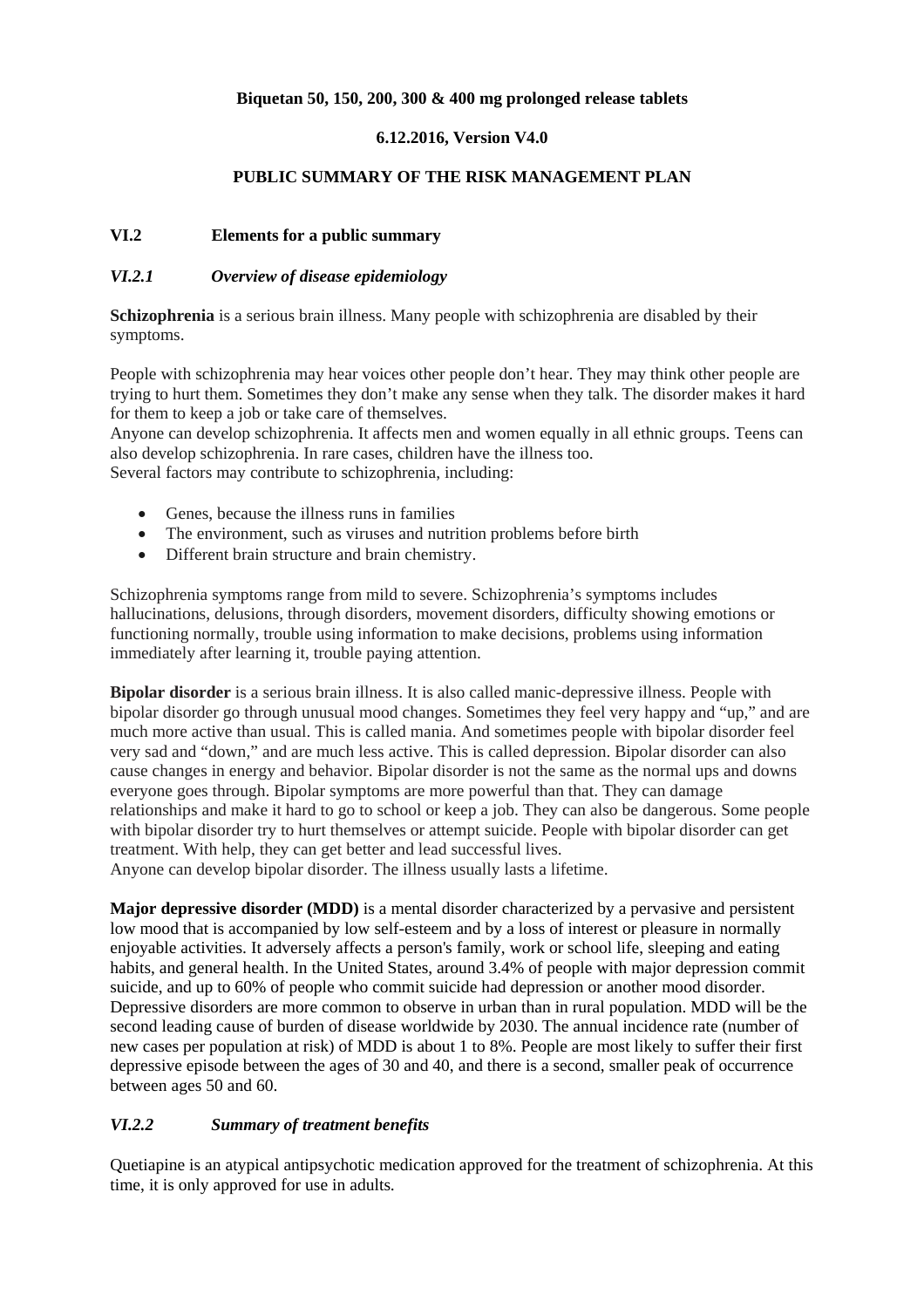**Biquetan 50, 150, 200, 300 & 400 mg prolonged release tablets**

**6.12.2016, Version V4.0**

**PUBLIC SUMMARY OF THE RISK MANAGEMENT PLAN**

## VI.2 Elements for a public summary

### *VI.2.1 Overview of disease epidemiology*

**Schizophrenia** is a serious brain illness. Many people with schizophrenia are disabled by their symptoms.

People with schizophrenia may hear voices other people don't hear. They may think other people are trying to hurt them. Sometimes they don't make any sense when they talk. The disorder makes it hard for them to keep a job or take care of themselves.
Anyone can develop schizophrenia. It affects men and women equally in all ethnic groups. Teens can also develop schizophrenia. In rare cases, children have the illness too.
Several factors may contribute to schizophrenia, including:

- Genes, because the illness runs in families
- The environment, such as viruses and nutrition problems before birth
- Different brain structure and brain chemistry.

Schizophrenia symptoms range from mild to severe. Schizophrenia's symptoms includes hallucinations, delusions, through disorders, movement disorders, difficulty showing emotions or functioning normally, trouble using information to make decisions, problems using information immediately after learning it, trouble paying attention.

**Bipolar disorder** is a serious brain illness. It is also called manic-depressive illness. People with bipolar disorder go through unusual mood changes. Sometimes they feel very happy and "up," and are much more active than usual. This is called mania. And sometimes people with bipolar disorder feel very sad and "down," and are much less active. This is called depression. Bipolar disorder can also cause changes in energy and behavior. Bipolar disorder is not the same as the normal ups and downs everyone goes through. Bipolar symptoms are more powerful than that. They can damage relationships and make it hard to go to school or keep a job. They can also be dangerous. Some people with bipolar disorder try to hurt themselves or attempt suicide. People with bipolar disorder can get treatment. With help, they can get better and lead successful lives.
Anyone can develop bipolar disorder. The illness usually lasts a lifetime.

**Major depressive disorder (MDD)** is a mental disorder characterized by a pervasive and persistent low mood that is accompanied by low self-esteem and by a loss of interest or pleasure in normally enjoyable activities. It adversely affects a person's family, work or school life, sleeping and eating habits, and general health. In the United States, around 3.4% of people with major depression commit suicide, and up to 60% of people who commit suicide had depression or another mood disorder. Depressive disorders are more common to observe in urban than in rural population. MDD will be the second leading cause of burden of disease worldwide by 2030. The annual incidence rate (number of new cases per population at risk) of MDD is about 1 to 8%. People are most likely to suffer their first depressive episode between the ages of 30 and 40, and there is a second, smaller peak of occurrence between ages 50 and 60.

### *VI.2.2 Summary of treatment benefits*

Quetiapine is an atypical antipsychotic medication approved for the treatment of schizophrenia. At this time, it is only approved for use in adults.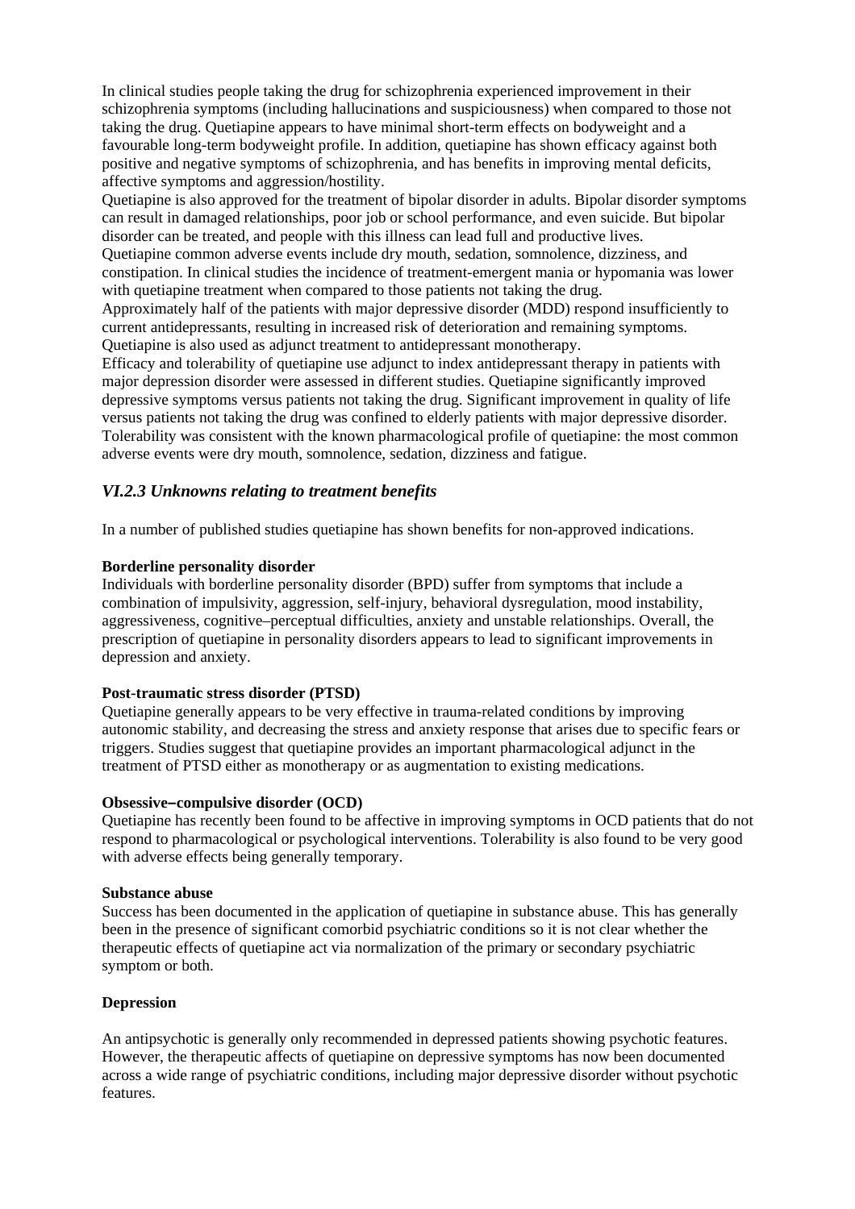In clinical studies people taking the drug for schizophrenia experienced improvement in their schizophrenia symptoms (including hallucinations and suspiciousness) when compared to those not taking the drug. Quetiapine appears to have minimal short-term effects on bodyweight and a favourable long-term bodyweight profile. In addition, quetiapine has shown efficacy against both positive and negative symptoms of schizophrenia, and has benefits in improving mental deficits, affective symptoms and aggression/hostility.
Quetiapine is also approved for the treatment of bipolar disorder in adults. Bipolar disorder symptoms can result in damaged relationships, poor job or school performance, and even suicide. But bipolar disorder can be treated, and people with this illness can lead full and productive lives.
Quetiapine common adverse events include dry mouth, sedation, somnolence, dizziness, and constipation. In clinical studies the incidence of treatment-emergent mania or hypomania was lower with quetiapine treatment when compared to those patients not taking the drug.
Approximately half of the patients with major depressive disorder (MDD) respond insufficiently to current antidepressants, resulting in increased risk of deterioration and remaining symptoms. Quetiapine is also used as adjunct treatment to antidepressant monotherapy.
Efficacy and tolerability of quetiapine use adjunct to index antidepressant therapy in patients with major depression disorder were assessed in different studies. Quetiapine significantly improved depressive symptoms versus patients not taking the drug. Significant improvement in quality of life versus patients not taking the drug was confined to elderly patients with major depressive disorder. Tolerability was consistent with the known pharmacological profile of quetiapine: the most common adverse events were dry mouth, somnolence, sedation, dizziness and fatigue.

### *VI.2.3 Unknowns relating to treatment benefits*

In a number of published studies quetiapine has shown benefits for non-approved indications.

**Borderline personality disorder**
Individuals with borderline personality disorder (BPD) suffer from symptoms that include a combination of impulsivity, aggression, self-injury, behavioral dysregulation, mood instability, aggressiveness, cognitive–perceptual difficulties, anxiety and unstable relationships. Overall, the prescription of quetiapine in personality disorders appears to lead to significant improvements in depression and anxiety.

**Post-traumatic stress disorder (PTSD)**
Quetiapine generally appears to be very effective in trauma-related conditions by improving autonomic stability, and decreasing the stress and anxiety response that arises due to specific fears or triggers. Studies suggest that quetiapine provides an important pharmacological adjunct in the treatment of PTSD either as monotherapy or as augmentation to existing medications.

**Obsessive–compulsive disorder (OCD)**
Quetiapine has recently been found to be affective in improving symptoms in OCD patients that do not respond to pharmacological or psychological interventions. Tolerability is also found to be very good with adverse effects being generally temporary.

**Substance abuse**
Success has been documented in the application of quetiapine in substance abuse. This has generally been in the presence of significant comorbid psychiatric conditions so it is not clear whether the therapeutic effects of quetiapine act via normalization of the primary or secondary psychiatric symptom or both.

**Depression**

An antipsychotic is generally only recommended in depressed patients showing psychotic features. However, the therapeutic affects of quetiapine on depressive symptoms has now been documented across a wide range of psychiatric conditions, including major depressive disorder without psychotic features.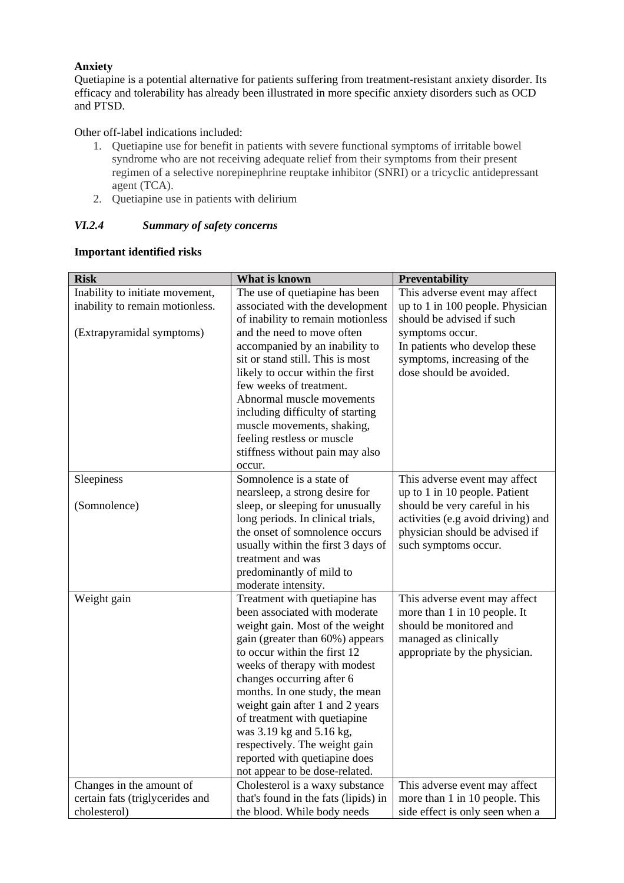**Anxiety**
Quetiapine is a potential alternative for patients suffering from treatment-resistant anxiety disorder. Its efficacy and tolerability has already been illustrated in more specific anxiety disorders such as OCD and PTSD.

Other off-label indications included:

1. Quetiapine use for benefit in patients with severe functional symptoms of irritable bowel syndrome who are not receiving adequate relief from their symptoms from their present regimen of a selective norepinephrine reuptake inhibitor (SNRI) or a tricyclic antidepressant agent (TCA).
2. Quetiapine use in patients with delirium

### *VI.2.4 Summary of safety concerns*

**Important identified risks**

| Risk | What is known | Preventability |
|---|---|---|
| Inability to initiate movement, inability to remain motionless.<br><br>(Extrapyramidal symptoms) | The use of quetiapine has been associated with the development of inability to remain motionless and the need to move often accompanied by an inability to sit or stand still. This is most likely to occur within the first few weeks of treatment. Abnormal muscle movements including difficulty of starting muscle movements, shaking, feeling restless or muscle stiffness without pain may also occur. | This adverse event may affect up to 1 in 100 people. Physician should be advised if such symptoms occur.<br>In patients who develop these symptoms, increasing of the dose should be avoided. |
| Sleepiness<br><br>(Somnolence) | Somnolence is a state of nearsleep, a strong desire for sleep, or sleeping for unusually long periods. In clinical trials, the onset of somnolence occurs usually within the first 3 days of treatment and was predominantly of mild to moderate intensity. | This adverse event may affect up to 1 in 10 people. Patient should be very careful in his activities (e.g avoid driving) and physician should be advised if such symptoms occur. |
| Weight gain | Treatment with quetiapine has been associated with moderate weight gain. Most of the weight gain (greater than 60%) appears to occur within the first 12 weeks of therapy with modest changes occurring after 6 months. In one study, the mean weight gain after 1 and 2 years of treatment with quetiapine was 3.19 kg and 5.16 kg, respectively. The weight gain reported with quetiapine does not appear to be dose-related. | This adverse event may affect more than 1 in 10 people. It should be monitored and managed as clinically appropriate by the physician. |
| Changes in the amount of certain fats (triglycerides and cholesterol) | Cholesterol is a waxy substance that's found in the fats (lipids) in the blood. While body needs | This adverse event may affect more than 1 in 10 people. This side effect is only seen when a |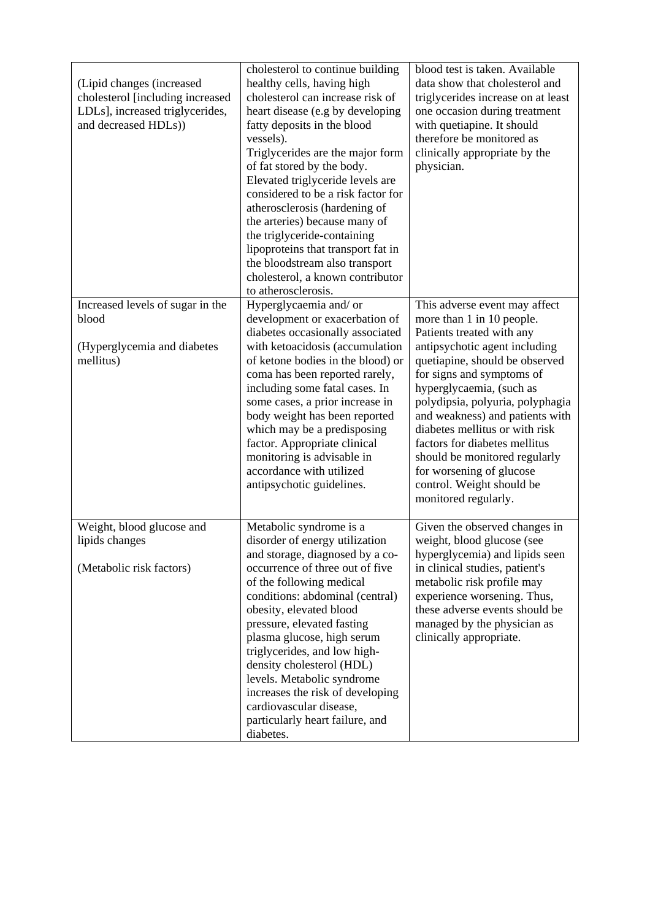| | | |
|---|---|---|
| (Lipid changes (increased cholesterol [including increased LDLs], increased triglycerides, and decreased HDLs)) | cholesterol to continue building healthy cells, having high cholesterol can increase risk of heart disease (e.g by developing fatty deposits in the blood vessels).<br>Triglycerides are the major form of fat stored by the body. Elevated triglyceride levels are considered to be a risk factor for atherosclerosis (hardening of the arteries) because many of the triglyceride-containing lipoproteins that transport fat in the bloodstream also transport cholesterol, a known contributor to atherosclerosis. | blood test is taken. Available data show that cholesterol and triglycerides increase on at least one occasion during treatment with quetiapine. It should therefore be monitored as clinically appropriate by the physician. |
| Increased levels of sugar in the blood<br><br>(Hyperglycemia and diabetes mellitus) | Hyperglycaemia and/ or development or exacerbation of diabetes occasionally associated with ketoacidosis (accumulation of ketone bodies in the blood) or coma has been reported rarely, including some fatal cases. In some cases, a prior increase in body weight has been reported which may be a predisposing factor. Appropriate clinical monitoring is advisable in accordance with utilized antipsychotic guidelines. | This adverse event may affect more than 1 in 10 people. Patients treated with any antipsychotic agent including quetiapine, should be observed for signs and symptoms of hyperglycaemia, (such as polydipsia, polyuria, polyphagia and weakness) and patients with diabetes mellitus or with risk factors for diabetes mellitus should be monitored regularly for worsening of glucose control. Weight should be monitored regularly. |
| Weight, blood glucose and lipids changes<br><br>(Metabolic risk factors) | Metabolic syndrome is a disorder of energy utilization and storage, diagnosed by a co-occurrence of three out of five of the following medical conditions: abdominal (central) obesity, elevated blood pressure, elevated fasting plasma glucose, high serum triglycerides, and low high-density cholesterol (HDL) levels. Metabolic syndrome increases the risk of developing cardiovascular disease, particularly heart failure, and diabetes. | Given the observed changes in weight, blood glucose (see hyperglycemia) and lipids seen in clinical studies, patient's metabolic risk profile may experience worsening. Thus, these adverse events should be managed by the physician as clinically appropriate. |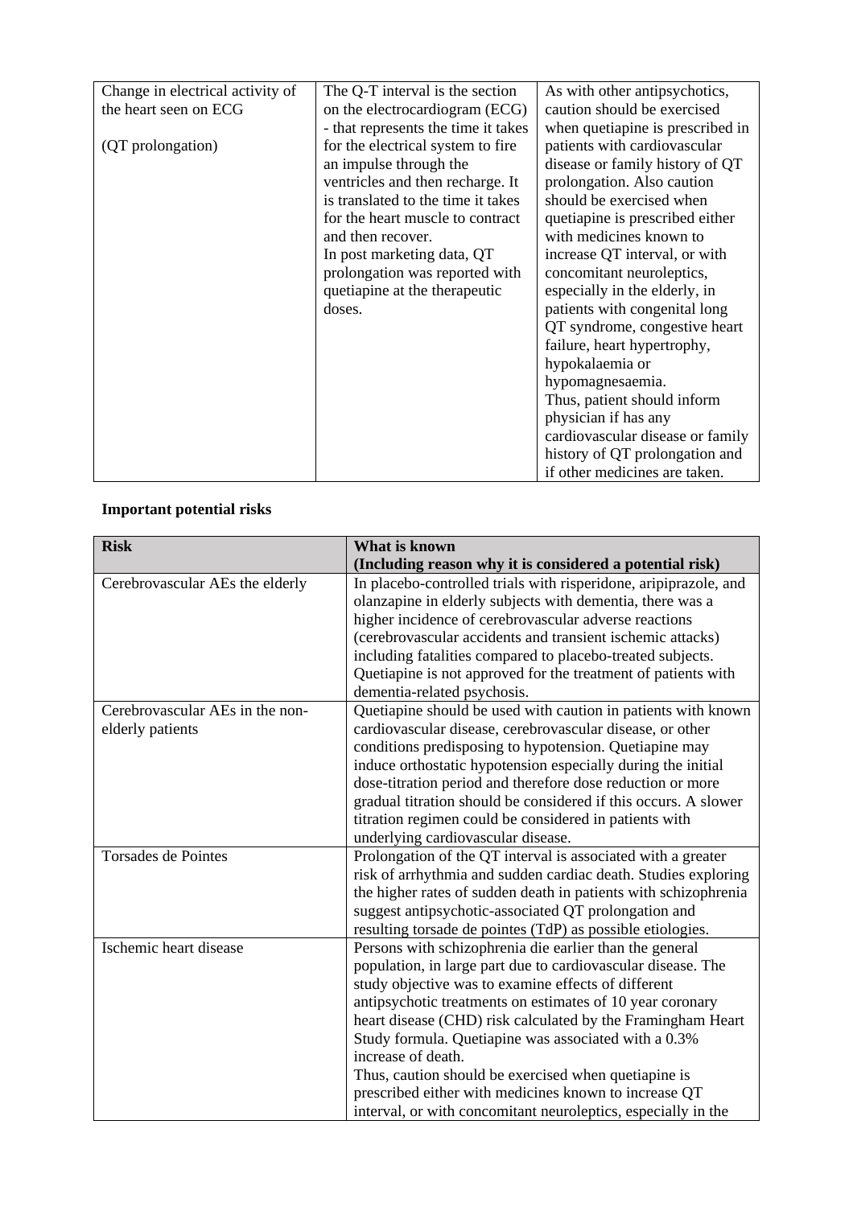| Change in electrical activity of the heart seen on ECG<br><br>(QT prolongation) | The Q-T interval is the section on the electrocardiogram (ECG) - that represents the time it takes for the electrical system to fire an impulse through the ventricles and then recharge. It is translated to the time it takes for the heart muscle to contract and then recover.<br>In post marketing data, QT prolongation was reported with quetiapine at the therapeutic doses. | As with other antipsychotics, caution should be exercised when quetiapine is prescribed in patients with cardiovascular disease or family history of QT prolongation. Also caution should be exercised when quetiapine is prescribed either with medicines known to increase QT interval, or with concomitant neuroleptics, especially in the elderly, in patients with congenital long QT syndrome, congestive heart failure, heart hypertrophy, hypokalaemia or hypomagnesaemia.<br>Thus, patient should inform physician if has any cardiovascular disease or family history of QT prolongation and if other medicines are taken. |
|---|---|---|

**Important potential risks**

| Risk | What is known<br>(Including reason why it is considered a potential risk) |
|---|---|
| Cerebrovascular AEs the elderly | In placebo-controlled trials with risperidone, aripiprazole, and olanzapine in elderly subjects with dementia, there was a higher incidence of cerebrovascular adverse reactions (cerebrovascular accidents and transient ischemic attacks) including fatalities compared to placebo-treated subjects. Quetiapine is not approved for the treatment of patients with dementia-related psychosis. |
| Cerebrovascular AEs in the non-elderly patients | Quetiapine should be used with caution in patients with known cardiovascular disease, cerebrovascular disease, or other conditions predisposing to hypotension. Quetiapine may induce orthostatic hypotension especially during the initial dose-titration period and therefore dose reduction or more gradual titration should be considered if this occurs. A slower titration regimen could be considered in patients with underlying cardiovascular disease. |
| Torsades de Pointes | Prolongation of the QT interval is associated with a greater risk of arrhythmia and sudden cardiac death. Studies exploring the higher rates of sudden death in patients with schizophrenia suggest antipsychotic-associated QT prolongation and resulting torsade de pointes (TdP) as possible etiologies. |
| Ischemic heart disease | Persons with schizophrenia die earlier than the general population, in large part due to cardiovascular disease. The study objective was to examine effects of different antipsychotic treatments on estimates of 10 year coronary heart disease (CHD) risk calculated by the Framingham Heart Study formula. Quetiapine was associated with a 0.3% increase of death.<br>Thus, caution should be exercised when quetiapine is prescribed either with medicines known to increase QT interval, or with concomitant neuroleptics, especially in the |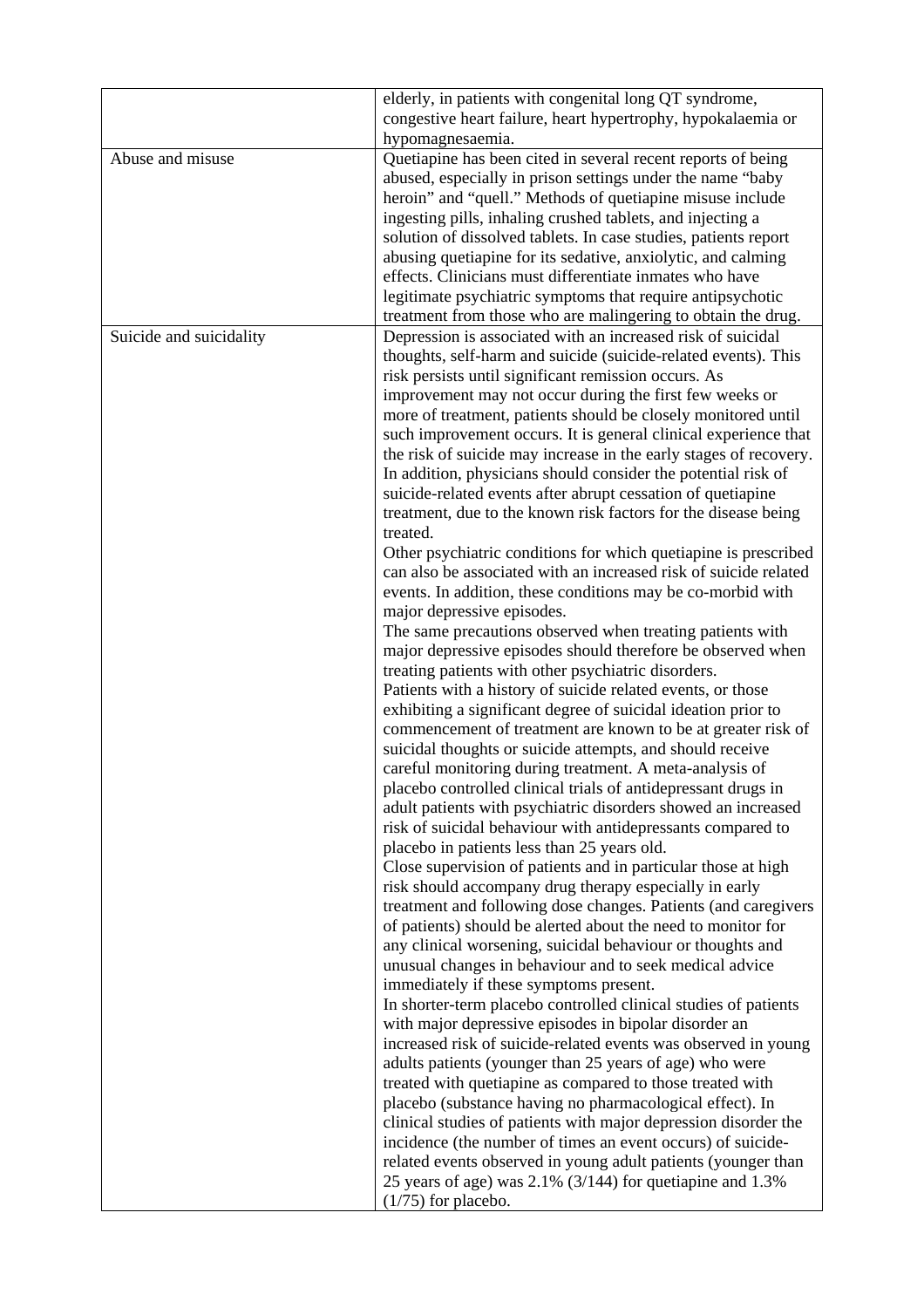| | |
|---|---|
| | elderly, in patients with congenital long QT syndrome, congestive heart failure, heart hypertrophy, hypokalaemia or hypomagnesaemia. |
| Abuse and misuse | Quetiapine has been cited in several recent reports of being abused, especially in prison settings under the name "baby heroin" and "quell." Methods of quetiapine misuse include ingesting pills, inhaling crushed tablets, and injecting a solution of dissolved tablets. In case studies, patients report abusing quetiapine for its sedative, anxiolytic, and calming effects. Clinicians must differentiate inmates who have legitimate psychiatric symptoms that require antipsychotic treatment from those who are malingering to obtain the drug. |
| Suicide and suicidality | Depression is associated with an increased risk of suicidal thoughts, self-harm and suicide (suicide-related events). This risk persists until significant remission occurs. As improvement may not occur during the first few weeks or more of treatment, patients should be closely monitored until such improvement occurs. It is general clinical experience that the risk of suicide may increase in the early stages of recovery. In addition, physicians should consider the potential risk of suicide-related events after abrupt cessation of quetiapine treatment, due to the known risk factors for the disease being treated.<br>Other psychiatric conditions for which quetiapine is prescribed can also be associated with an increased risk of suicide related events. In addition, these conditions may be co-morbid with major depressive episodes.<br>The same precautions observed when treating patients with major depressive episodes should therefore be observed when treating patients with other psychiatric disorders.<br>Patients with a history of suicide related events, or those exhibiting a significant degree of suicidal ideation prior to commencement of treatment are known to be at greater risk of suicidal thoughts or suicide attempts, and should receive careful monitoring during treatment. A meta-analysis of placebo controlled clinical trials of antidepressant drugs in adult patients with psychiatric disorders showed an increased risk of suicidal behaviour with antidepressants compared to placebo in patients less than 25 years old.<br>Close supervision of patients and in particular those at high risk should accompany drug therapy especially in early treatment and following dose changes. Patients (and caregivers of patients) should be alerted about the need to monitor for any clinical worsening, suicidal behaviour or thoughts and unusual changes in behaviour and to seek medical advice immediately if these symptoms present.<br>In shorter-term placebo controlled clinical studies of patients with major depressive episodes in bipolar disorder an increased risk of suicide-related events was observed in young adults patients (younger than 25 years of age) who were treated with quetiapine as compared to those treated with placebo (substance having no pharmacological effect). In clinical studies of patients with major depression disorder the incidence (the number of times an event occurs) of suicide-related events observed in young adult patients (younger than 25 years of age) was 2.1% (3/144) for quetiapine and 1.3% (1/75) for placebo. |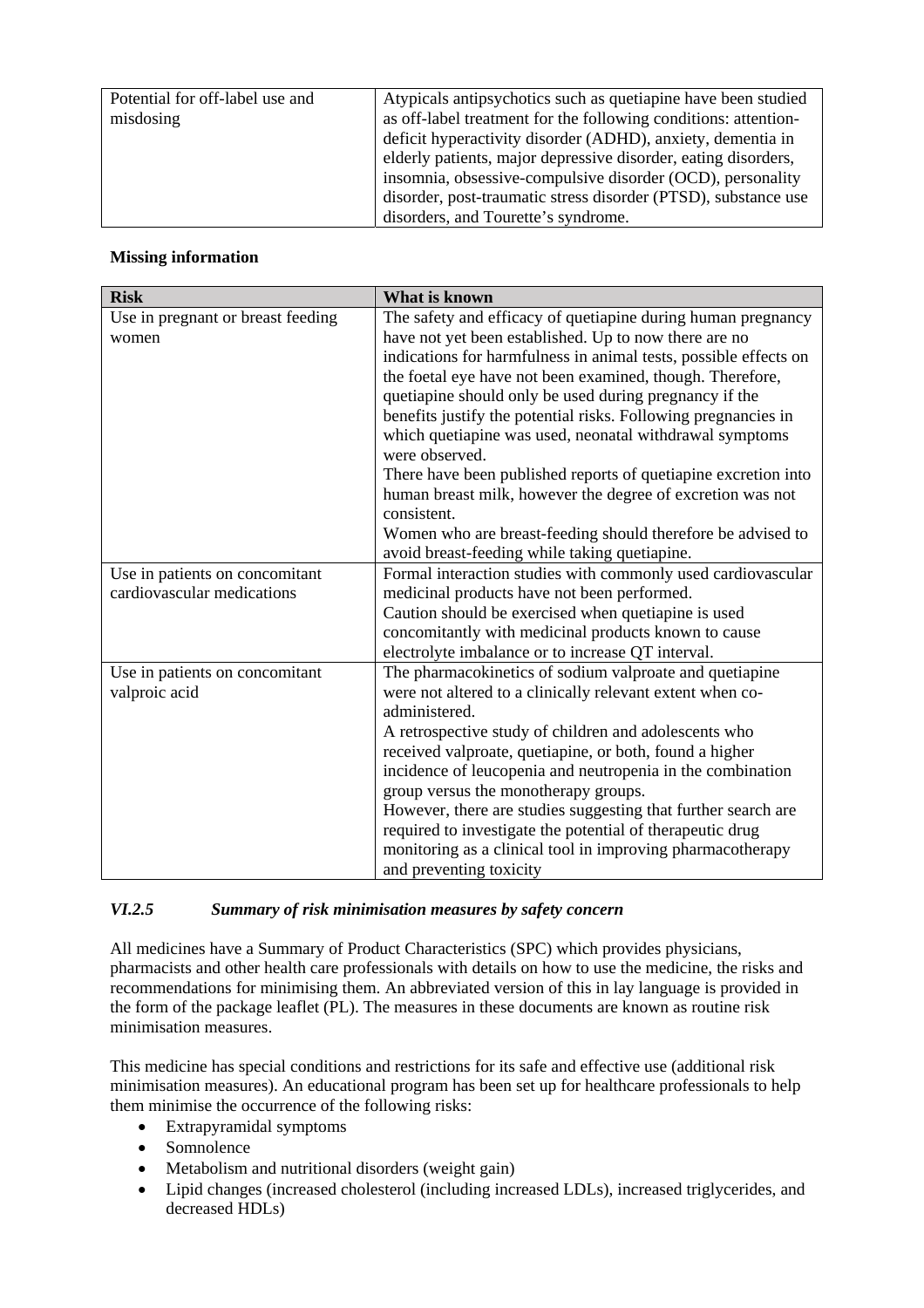| | |
|---|---|
| Potential for off-label use and misdosing | Atypicals antipsychotics such as quetiapine have been studied as off-label treatment for the following conditions: attention-deficit hyperactivity disorder (ADHD), anxiety, dementia in elderly patients, major depressive disorder, eating disorders, insomnia, obsessive-compulsive disorder (OCD), personality disorder, post-traumatic stress disorder (PTSD), substance use disorders, and Tourette's syndrome. |

**Missing information**

| Risk | What is known |
|---|---|
| Use in pregnant or breast feeding women | The safety and efficacy of quetiapine during human pregnancy have not yet been established. Up to now there are no indications for harmfulness in animal tests, possible effects on the foetal eye have not been examined, though. Therefore, quetiapine should only be used during pregnancy if the benefits justify the potential risks. Following pregnancies in which quetiapine was used, neonatal withdrawal symptoms were observed.<br>There have been published reports of quetiapine excretion into human breast milk, however the degree of excretion was not consistent.<br>Women who are breast-feeding should therefore be advised to avoid breast-feeding while taking quetiapine. |
| Use in patients on concomitant cardiovascular medications | Formal interaction studies with commonly used cardiovascular medicinal products have not been performed.<br>Caution should be exercised when quetiapine is used concomitantly with medicinal products known to cause electrolyte imbalance or to increase QT interval. |
| Use in patients on concomitant valproic acid | The pharmacokinetics of sodium valproate and quetiapine were not altered to a clinically relevant extent when co-administered.<br>A retrospective study of children and adolescents who received valproate, quetiapine, or both, found a higher incidence of leucopenia and neutropenia in the combination group versus the monotherapy groups.<br>However, there are studies suggesting that further search are required to investigate the potential of therapeutic drug monitoring as a clinical tool in improving pharmacotherapy and preventing toxicity |

### *VI.2.5 Summary of risk minimisation measures by safety concern*

All medicines have a Summary of Product Characteristics (SPC) which provides physicians, pharmacists and other health care professionals with details on how to use the medicine, the risks and recommendations for minimising them. An abbreviated version of this in lay language is provided in the form of the package leaflet (PL). The measures in these documents are known as routine risk minimisation measures.

This medicine has special conditions and restrictions for its safe and effective use (additional risk minimisation measures). An educational program has been set up for healthcare professionals to help them minimise the occurrence of the following risks:

- Extrapyramidal symptoms
- Somnolence
- Metabolism and nutritional disorders (weight gain)
- Lipid changes (increased cholesterol (including increased LDLs), increased triglycerides, and decreased HDLs)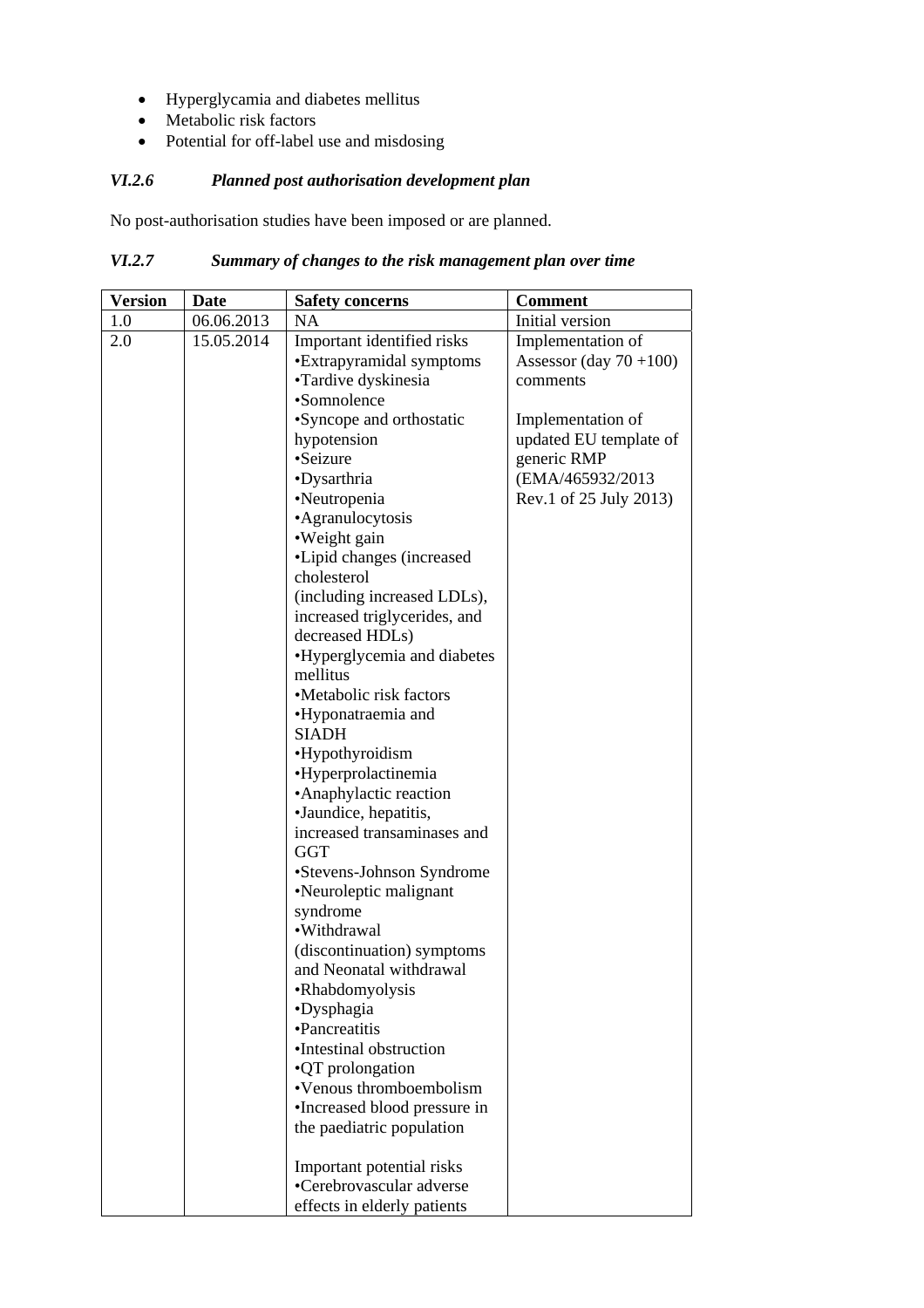- Hyperglycamia and diabetes mellitus
- Metabolic risk factors
- Potential for off-label use and misdosing

### *VI.2.6 Planned post authorisation development plan*

No post-authorisation studies have been imposed or are planned.

### *VI.2.7 Summary of changes to the risk management plan over time*

| Version | Date | Safety concerns | Comment |
|---|---|---|---|
| 1.0 | 06.06.2013 | NA | Initial version |
| 2.0 | 15.05.2014 | Important identified risks<br>•Extrapyramidal symptoms<br>•Tardive dyskinesia<br>•Somnolence<br>•Syncope and orthostatic hypotension<br>•Seizure<br>•Dysarthria<br>•Neutropenia<br>•Agranulocytosis<br>•Weight gain<br>•Lipid changes (increased cholesterol<br>(including increased LDLs), increased triglycerides, and decreased HDLs)<br>•Hyperglycemia and diabetes mellitus<br>•Metabolic risk factors<br>•Hyponatraemia and SIADH<br>•Hypothyroidism<br>•Hyperprolactinemia<br>•Anaphylactic reaction<br>•Jaundice, hepatitis, increased transaminases and GGT<br>•Stevens-Johnson Syndrome<br>•Neuroleptic malignant syndrome<br>•Withdrawal (discontinuation) symptoms and Neonatal withdrawal<br>•Rhabdomyolysis<br>•Dysphagia<br>•Pancreatitis<br>•Intestinal obstruction<br>•QT prolongation<br>•Venous thromboembolism<br>•Increased blood pressure in the paediatric population<br><br>Important potential risks<br>•Cerebrovascular adverse effects in elderly patients | Implementation of Assessor (day 70 +100) comments<br><br>Implementation of updated EU template of generic RMP (EMA/465932/2013 Rev.1 of 25 July 2013) |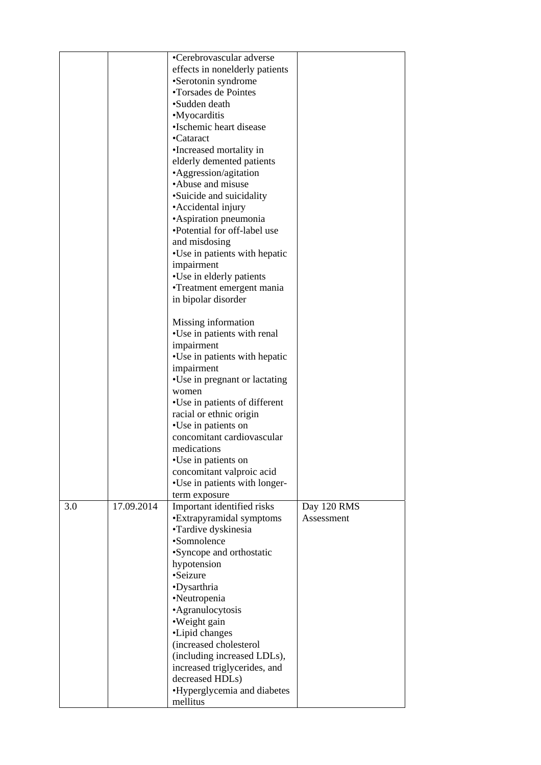| | | •Cerebrovascular adverse effects in nonelderly patients<br>•Serotonin syndrome<br>•Torsades de Pointes<br>•Sudden death<br>•Myocarditis<br>•Ischemic heart disease<br>•Cataract<br>•Increased mortality in elderly demented patients<br>•Aggression/agitation<br>•Abuse and misuse<br>•Suicide and suicidality<br>•Accidental injury<br>•Aspiration pneumonia<br>•Potential for off-label use and misdosing<br>•Use in patients with hepatic impairment<br>•Use in elderly patients<br>•Treatment emergent mania in bipolar disorder<br><br>Missing information<br>•Use in patients with renal impairment<br>•Use in patients with hepatic impairment<br>•Use in pregnant or lactating women<br>•Use in patients of different racial or ethnic origin<br>•Use in patients on concomitant cardiovascular medications<br>•Use in patients on concomitant valproic acid<br>•Use in patients with longer-term exposure | |
|---|---|---|---|
| 3.0 | 17.09.2014 | Important identified risks<br>•Extrapyramidal symptoms<br>•Tardive dyskinesia<br>•Somnolence<br>•Syncope and orthostatic hypotension<br>•Seizure<br>•Dysarthria<br>•Neutropenia<br>•Agranulocytosis<br>•Weight gain<br>•Lipid changes (increased cholesterol (including increased LDLs), increased triglycerides, and decreased HDLs)<br>•Hyperglycemia and diabetes mellitus | Day 120 RMS Assessment |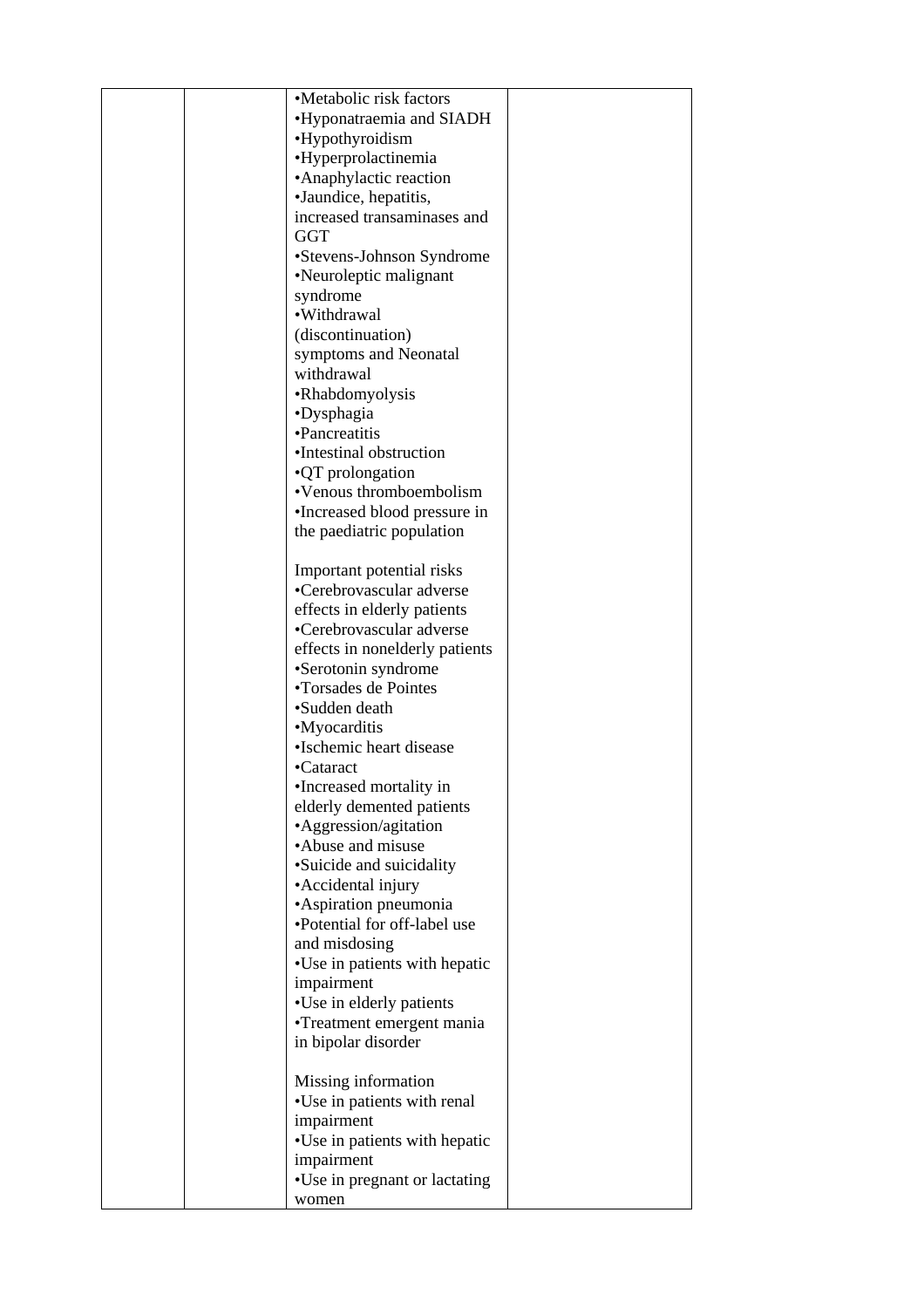|  |  | •Metabolic risk factors<br>•Hyponatraemia and SIADH<br>•Hypothyroidism<br>•Hyperprolactinemia<br>•Anaphylactic reaction<br>•Jaundice, hepatitis, increased transaminases and GGT<br>•Stevens-Johnson Syndrome<br>•Neuroleptic malignant syndrome<br>•Withdrawal (discontinuation) symptoms and Neonatal withdrawal<br>•Rhabdomyolysis<br>•Dysphagia<br>•Pancreatitis<br>•Intestinal obstruction<br>•QT prolongation<br>•Venous thromboembolism<br>•Increased blood pressure in the paediatric population<br><br>Important potential risks<br>•Cerebrovascular adverse effects in elderly patients<br>•Cerebrovascular adverse effects in nonelderly patients<br>•Serotonin syndrome<br>•Torsades de Pointes<br>•Sudden death<br>•Myocarditis<br>•Ischemic heart disease<br>•Cataract<br>•Increased mortality in elderly demented patients<br>•Aggression/agitation<br>•Abuse and misuse<br>•Suicide and suicidality<br>•Accidental injury<br>•Aspiration pneumonia<br>•Potential for off-label use and misdosing<br>•Use in patients with hepatic impairment<br>•Use in elderly patients<br>•Treatment emergent mania in bipolar disorder<br><br>Missing information<br>•Use in patients with renal impairment<br>•Use in patients with hepatic impairment<br>•Use in pregnant or lactating women |  |
|---|---|---|---|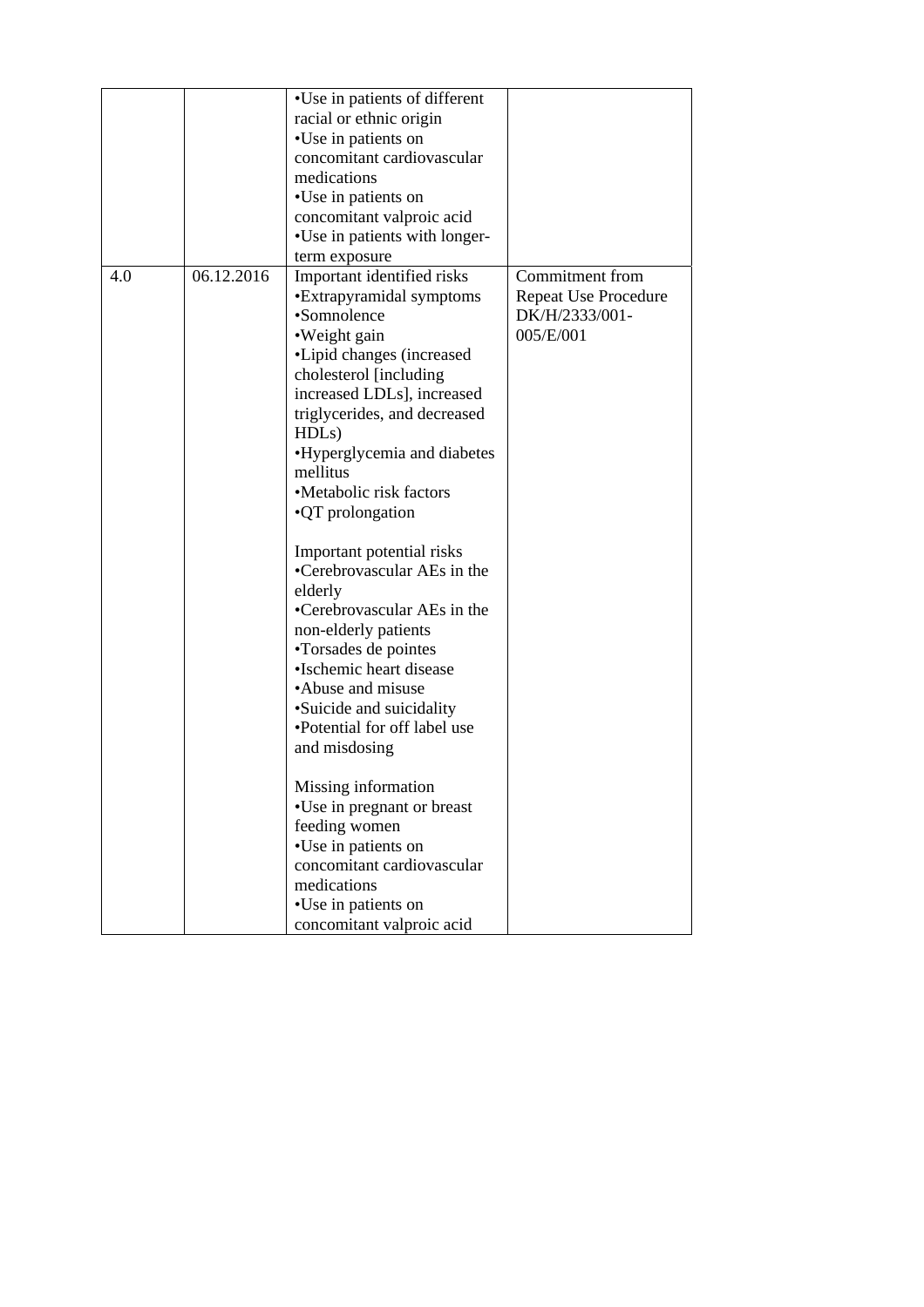| | | | |
|---|---|---|---|
| | | •Use in patients of different racial or ethnic origin<br>•Use in patients on concomitant cardiovascular medications<br>•Use in patients on concomitant valproic acid<br>•Use in patients with longer-term exposure | |
| 4.0 | 06.12.2016 | Important identified risks<br>•Extrapyramidal symptoms<br>•Somnolence<br>•Weight gain<br>•Lipid changes (increased cholesterol [including increased LDLs], increased triglycerides, and decreased HDLs)<br>•Hyperglycemia and diabetes mellitus<br>•Metabolic risk factors<br>•QT prolongation<br><br>Important potential risks<br>•Cerebrovascular AEs in the elderly<br>•Cerebrovascular AEs in the non-elderly patients<br>•Torsades de pointes<br>•Ischemic heart disease<br>•Abuse and misuse<br>•Suicide and suicidality<br>•Potential for off label use and misdosing<br><br>Missing information<br>•Use in pregnant or breast feeding women<br>•Use in patients on concomitant cardiovascular medications<br>•Use in patients on concomitant valproic acid | Commitment from Repeat Use Procedure DK/H/2333/001-005/E/001 |